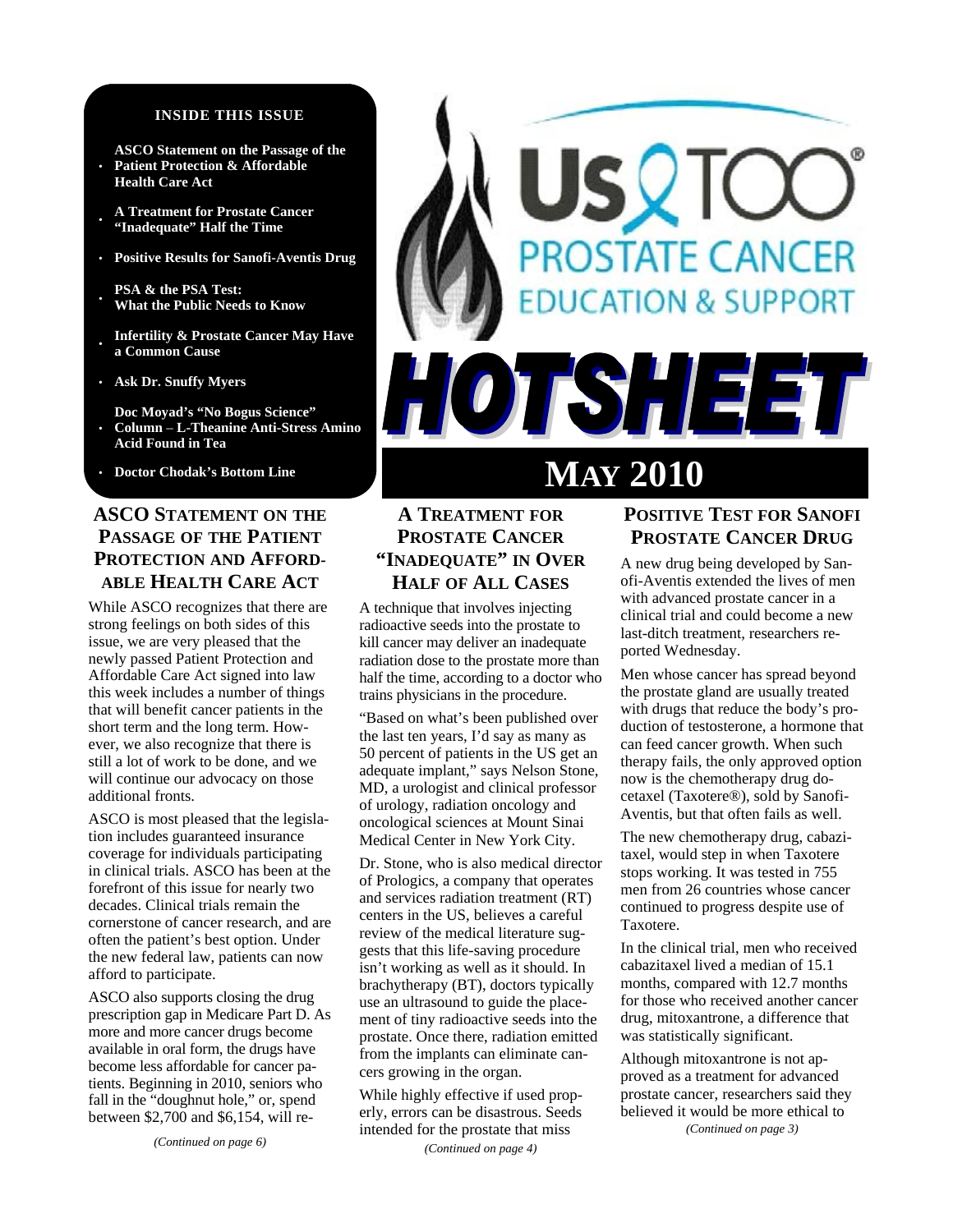# Us TOO® PROSTATE CANCER EDUCATION & SUPPORT

# HOTSHEET

# MAY 2010

**INSIDE THIS ISSUE**

- **ASCO Statement on the Passage of the Patient Protection & Affordable Health Care Act**
- **A Treatment for Prostate Cancer "Inadequate" Half the Time**
- **Positive Results for Sanofi-Aventis Drug**
- **PSA & the PSA Test: What the Public Needs to Know**
- **Infertility & Prostate Cancer May Have a Common Cause**
- **Ask Dr. Snuffy Myers**
- **Doc Moyad's "No Bogus Science" Column – L-Theanine Anti-Stress Amino Acid Found in Tea**
- **Doctor Chodak's Bottom Line**

## ASCO STATEMENT ON THE PASSAGE OF THE PATIENT PROTECTION AND AFFORDABLE HEALTH CARE ACT

While ASCO recognizes that there are strong feelings on both sides of this issue, we are very pleased that the newly passed Patient Protection and Affordable Care Act signed into law this week includes a number of things that will benefit cancer patients in the short term and the long term. However, we also recognize that there is still a lot of work to be done, and we will continue our advocacy on those additional fronts.

ASCO is most pleased that the legislation includes guaranteed insurance coverage for individuals participating in clinical trials. ASCO has been at the forefront of this issue for nearly two decades. Clinical trials remain the cornerstone of cancer research, and are often the patient's best option. Under the new federal law, patients can now afford to participate.

ASCO also supports closing the drug prescription gap in Medicare Part D. As more and more cancer drugs become available in oral form, the drugs have become less affordable for cancer patients. Beginning in 2010, seniors who fall in the "doughnut hole," or, spend between $2,700 and $6,154, will re-

*(Continued on page 6)*

## A TREATMENT FOR PROSTATE CANCER "INADEQUATE" IN OVER HALF OF ALL CASES

A technique that involves injecting radioactive seeds into the prostate to kill cancer may deliver an inadequate radiation dose to the prostate more than half the time, according to a doctor who trains physicians in the procedure.

"Based on what's been published over the last ten years, I'd say as many as 50 percent of patients in the US get an adequate implant," says Nelson Stone, MD, a urologist and clinical professor of urology, radiation oncology and oncological sciences at Mount Sinai Medical Center in New York City.

Dr. Stone, who is also medical director of Prologics, a company that operates and services radiation treatment (RT) centers in the US, believes a careful review of the medical literature suggests that this life-saving procedure isn't working as well as it should. In brachytherapy (BT), doctors typically use an ultrasound to guide the placement of tiny radioactive seeds into the prostate. Once there, radiation emitted from the implants can eliminate cancers growing in the organ.

While highly effective if used properly, errors can be disastrous. Seeds intended for the prostate that miss

*(Continued on page 4)*

## POSITIVE TEST FOR SANOFI PROSTATE CANCER DRUG

A new drug being developed by Sanofi-Aventis extended the lives of men with advanced prostate cancer in a clinical trial and could become a new last-ditch treatment, researchers reported Wednesday.

Men whose cancer has spread beyond the prostate gland are usually treated with drugs that reduce the body's production of testosterone, a hormone that can feed cancer growth. When such therapy fails, the only approved option now is the chemotherapy drug docetaxel (Taxotere®), sold by Sanofi-Aventis, but that often fails as well.

The new chemotherapy drug, cabazitaxel, would step in when Taxotere stops working. It was tested in 755 men from 26 countries whose cancer continued to progress despite use of Taxotere.

In the clinical trial, men who received cabazitaxel lived a median of 15.1 months, compared with 12.7 months for those who received another cancer drug, mitoxantrone, a difference that was statistically significant.

Although mitoxantrone is not approved as a treatment for advanced prostate cancer, researchers said they believed it would be more ethical to

*(Continued on page 3)*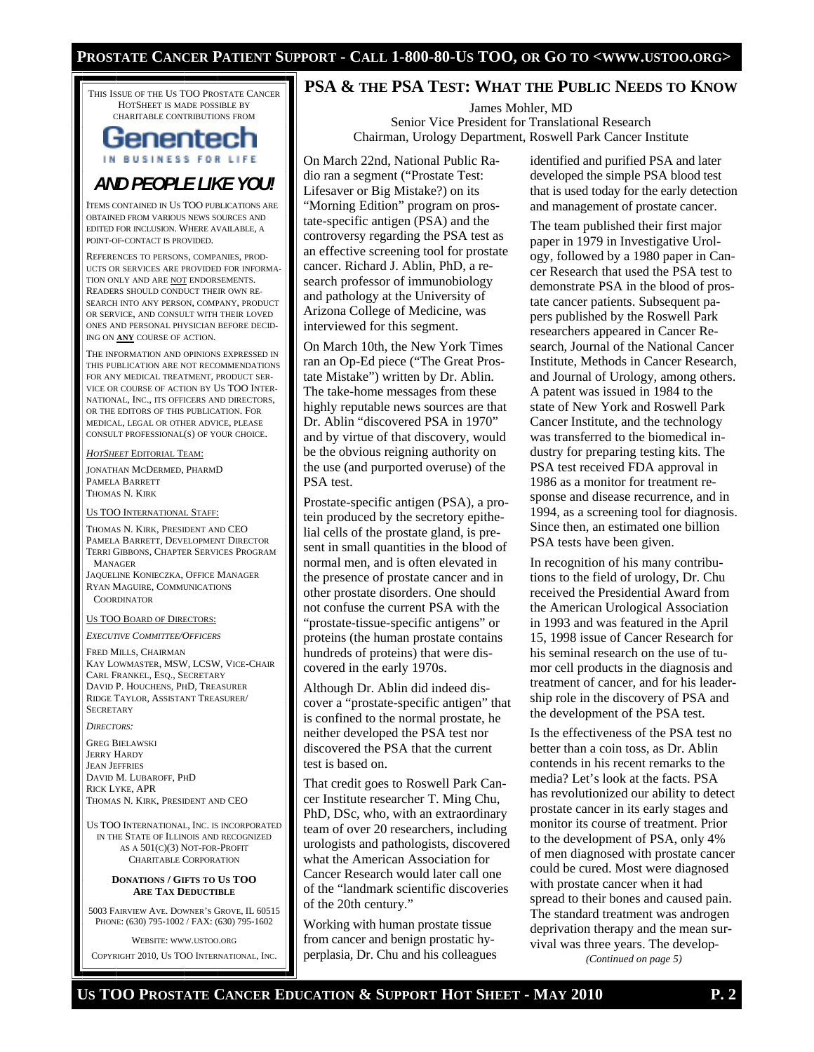THIS ISSUE OF THE US TOO PROSTATE CANCER HOTSHEET IS MADE POSSIBLE BY CHARITABLE CONTRIBUTIONS FROM

**Genentech**
IN BUSINESS FOR LIFE

***AND PEOPLE LIKE YOU!***

ITEMS CONTAINED IN US TOO PUBLICATIONS ARE OBTAINED FROM VARIOUS NEWS SOURCES AND EDITED FOR INCLUSION. WHERE AVAILABLE, A POINT-OF-CONTACT IS PROVIDED.

REFERENCES TO PERSONS, COMPANIES, PRODUCTS OR SERVICES ARE PROVIDED FOR INFORMATION ONLY AND ARE NOT ENDORSEMENTS. READERS SHOULD CONDUCT THEIR OWN RESEARCH INTO ANY PERSON, COMPANY, PRODUCT OR SERVICE, AND CONSULT WITH THEIR LOVED ONES AND PERSONAL PHYSICIAN BEFORE DECIDING ON **ANY** COURSE OF ACTION.

THE INFORMATION AND OPINIONS EXPRESSED IN THIS PUBLICATION ARE NOT RECOMMENDATIONS FOR ANY MEDICAL TREATMENT, PRODUCT SERVICE OR COURSE OF ACTION BY US TOO INTERNATIONAL, INC., ITS OFFICERS AND DIRECTORS, OR THE EDITORS OF THIS PUBLICATION. FOR MEDICAL, LEGAL OR OTHER ADVICE, PLEASE CONSULT PROFESSIONAL(S) OF YOUR CHOICE.

*HOTSHEET* EDITORIAL TEAM:

JONATHAN MCDERMED, PHARMD
PAMELA BARRETT
THOMAS N. KIRK

US TOO INTERNATIONAL STAFF:

THOMAS N. KIRK, PRESIDENT AND CEO
PAMELA BARRETT, DEVELOPMENT DIRECTOR
TERRI GIBBONS, CHAPTER SERVICES PROGRAM MANAGER
JAQUELINE KONIECZKA, OFFICE MANAGER
RYAN MAGUIRE, COMMUNICATIONS COORDINATOR

US TOO BOARD OF DIRECTORS:

*EXECUTIVE COMMITTEE/OFFICERS*

FRED MILLS, CHAIRMAN
KAY LOWMASTER, MSW, LCSW, VICE-CHAIR
CARL FRANKEL, ESQ., SECRETARY
DAVID P. HOUCHENS, PHD, TREASURER
RIDGE TAYLOR, ASSISTANT TREASURER/SECRETARY

*DIRECTORS:*

GREG BIELAWSKI
JERRY HARDY
JEAN JEFFRIES
DAVID M. LUBAROFF, PHD
RICK LYKE, APR
THOMAS N. KIRK, PRESIDENT AND CEO

US TOO INTERNATIONAL, INC. IS INCORPORATED IN THE STATE OF ILLINOIS AND RECOGNIZED AS A 501(C)(3) NOT-FOR-PROFIT CHARITABLE CORPORATION

**DONATIONS / GIFTS TO US TOO ARE TAX DEDUCTIBLE**

5003 FAIRVIEW AVE. DOWNER'S GROVE, IL 60515
PHONE: (630) 795-1002 / FAX: (630) 795-1602

WEBSITE: WWW.USTOO.ORG

COPYRIGHT 2010, US TOO INTERNATIONAL, INC.

## PSA & THE PSA TEST: WHAT THE PUBLIC NEEDS TO KNOW

James Mohler, MD
Senior Vice President for Translational Research
Chairman, Urology Department, Roswell Park Cancer Institute

On March 22nd, National Public Radio ran a segment ("Prostate Test: Lifesaver or Big Mistake?) on its "Morning Edition" program on prostate-specific antigen (PSA) and the controversy regarding the PSA test as an effective screening tool for prostate cancer. Richard J. Ablin, PhD, a research professor of immunobiology and pathology at the University of Arizona College of Medicine, was interviewed for this segment.

On March 10th, the New York Times ran an Op-Ed piece ("The Great Prostate Mistake") written by Dr. Ablin. The take-home messages from these highly reputable news sources are that Dr. Ablin "discovered PSA in 1970" and by virtue of that discovery, would be the obvious reigning authority on the use (and purported overuse) of the PSA test.

Prostate-specific antigen (PSA), a protein produced by the secretory epithelial cells of the prostate gland, is present in small quantities in the blood of normal men, and is often elevated in the presence of prostate cancer and in other prostate disorders. One should not confuse the current PSA with the "prostate-tissue-specific antigens" or proteins (the human prostate contains hundreds of proteins) that were discovered in the early 1970s.

Although Dr. Ablin did indeed discover a "prostate-specific antigen" that is confined to the normal prostate, he neither developed the PSA test nor discovered the PSA that the current test is based on.

That credit goes to Roswell Park Cancer Institute researcher T. Ming Chu, PhD, DSc, who, with an extraordinary team of over 20 researchers, including urologists and pathologists, discovered what the American Association for Cancer Research would later call one of the "landmark scientific discoveries of the 20th century."

Working with human prostate tissue from cancer and benign prostatic hyperplasia, Dr. Chu and his colleagues identified and purified PSA and later developed the simple PSA blood test that is used today for the early detection and management of prostate cancer.

The team published their first major paper in 1979 in Investigative Urology, followed by a 1980 paper in Cancer Research that used the PSA test to demonstrate PSA in the blood of prostate cancer patients. Subsequent papers published by the Roswell Park researchers appeared in Cancer Research, Journal of the National Cancer Institute, Methods in Cancer Research, and Journal of Urology, among others. A patent was issued in 1984 to the state of New York and Roswell Park Cancer Institute, and the technology was transferred to the biomedical industry for preparing testing kits. The PSA test received FDA approval in 1986 as a monitor for treatment response and disease recurrence, and in 1994, as a screening tool for diagnosis. Since then, an estimated one billion PSA tests have been given.

In recognition of his many contributions to the field of urology, Dr. Chu received the Presidential Award from the American Urological Association in 1993 and was featured in the April 15, 1998 issue of Cancer Research for his seminal research on the use of tumor cell products in the diagnosis and treatment of cancer, and for his leadership role in the discovery of PSA and the development of the PSA test.

Is the effectiveness of the PSA test no better than a coin toss, as Dr. Ablin contends in his recent remarks to the media? Let's look at the facts. PSA has revolutionized our ability to detect prostate cancer in its early stages and monitor its course of treatment. Prior to the development of PSA, only 4% of men diagnosed with prostate cancer could be cured. Most were diagnosed with prostate cancer when it had spread to their bones and caused pain. The standard treatment was androgen deprivation therapy and the mean survival was three years. The develop-

*(Continued on page 5)*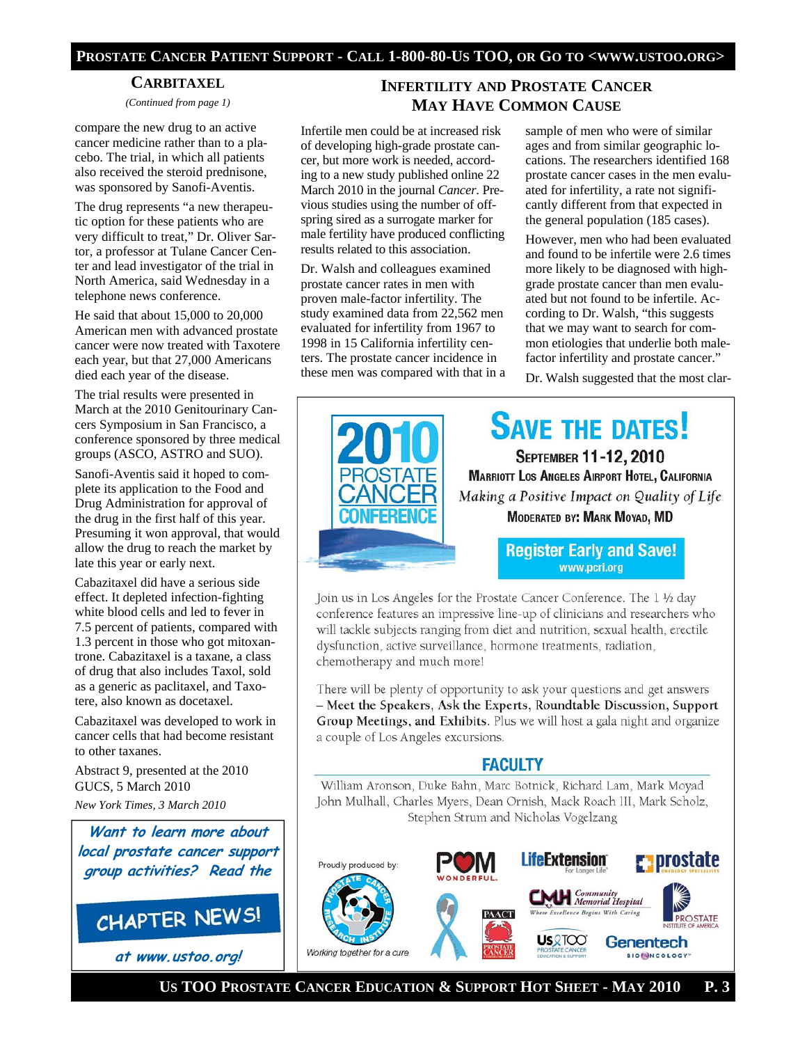## CARBITAXEL

*(Continued from page 1)*

compare the new drug to an active cancer medicine rather than to a placebo. The trial, in which all patients also received the steroid prednisone, was sponsored by Sanofi-Aventis.

The drug represents "a new therapeutic option for these patients who are very difficult to treat," Dr. Oliver Sartor, a professor at Tulane Cancer Center and lead investigator of the trial in North America, said Wednesday in a telephone news conference.

He said that about 15,000 to 20,000 American men with advanced prostate cancer were now treated with Taxotere each year, but that 27,000 Americans died each year of the disease.

The trial results were presented in March at the 2010 Genitourinary Cancers Symposium in San Francisco, a conference sponsored by three medical groups (ASCO, ASTRO and SUO).

Sanofi-Aventis said it hoped to complete its application to the Food and Drug Administration for approval of the drug in the first half of this year. Presuming it won approval, that would allow the drug to reach the market by late this year or early next.

Cabazitaxel did have a serious side effect. It depleted infection-fighting white blood cells and led to fever in 7.5 percent of patients, compared with 1.3 percent in those who got mitoxantrone. Cabazitaxel is a taxane, a class of drug that also includes Taxol, sold as a generic as paclitaxel, and Taxotere, also known as docetaxel.

Cabazitaxel was developed to work in cancer cells that had become resistant to other taxanes.

Abstract 9, presented at the 2010 GUCS, 5 March 2010

*New York Times, 3 March 2010*

***Want to learn more about local prostate cancer support group activities? Read the***

**CHAPTER NEWS!**

***at www.ustoo.org!***

## INFERTILITY AND PROSTATE CANCER MAY HAVE COMMON CAUSE

Infertile men could be at increased risk of developing high-grade prostate cancer, but more work is needed, according to a new study published online 22 March 2010 in the journal *Cancer*. Previous studies using the number of offspring sired as a surrogate marker for male fertility have produced conflicting results related to this association.

Dr. Walsh and colleagues examined prostate cancer rates in men with proven male-factor infertility. The study examined data from 22,562 men evaluated for infertility from 1967 to 1998 in 15 California infertility centers. The prostate cancer incidence in these men was compared with that in a sample of men who were of similar ages and from similar geographic locations. The researchers identified 168 prostate cancer cases in the men evaluated for infertility, a rate not significantly different from that expected in the general population (185 cases).

However, men who had been evaluated and found to be infertile were 2.6 times more likely to be diagnosed with high-grade prostate cancer than men evaluated but not found to be infertile. According to Dr. Walsh, "this suggests that we may want to search for common etiologies that underlie both male-factor infertility and prostate cancer."

Dr. Walsh suggested that the most clar-

---

**2010 PROSTATE CANCER CONFERENCE**

# SAVE THE DATES!

**SEPTEMBER 11-12, 2010**

**MARRIOTT LOS ANGELES AIRPORT HOTEL, CALIFORNIA**

*Making a Positive Impact on Quality of Life*

**MODERATED BY: MARK MOYAD, MD**

**Register Early and Save!**
**www.pcri.org**

Join us in Los Angeles for the Prostate Cancer Conference. The 1 ½ day conference features an impressive line-up of clinicians and researchers who will tackle subjects ranging from diet and nutrition, sexual health, erectile dysfunction, active surveillance, hormone treatments, radiation, chemotherapy and much more!

There will be plenty of opportunity to ask your questions and get answers – **Meet the Speakers, Ask the Experts, Roundtable Discussion, Support Group Meetings, and Exhibits**. Plus we will host a gala night and organize a couple of Los Angeles excursions.

**FACULTY**

William Aronson, Duke Bahn, Marc Botnick, Richard Lam, Mark Moyad
John Mulhall, Charles Myers, Dean Ornish, Mack Roach III, Mark Scholz,
Stephen Strum and Nicholas Vogelzang

Proudly produced by: Prostate Cancer Research Institute — Working together for a cure

POM Wonderful · LifeExtension · Prostate Oncology Specialists · PAACT · Community Memorial Hospital · Prostate Institute of America · Us TOO · Genentech BioOncology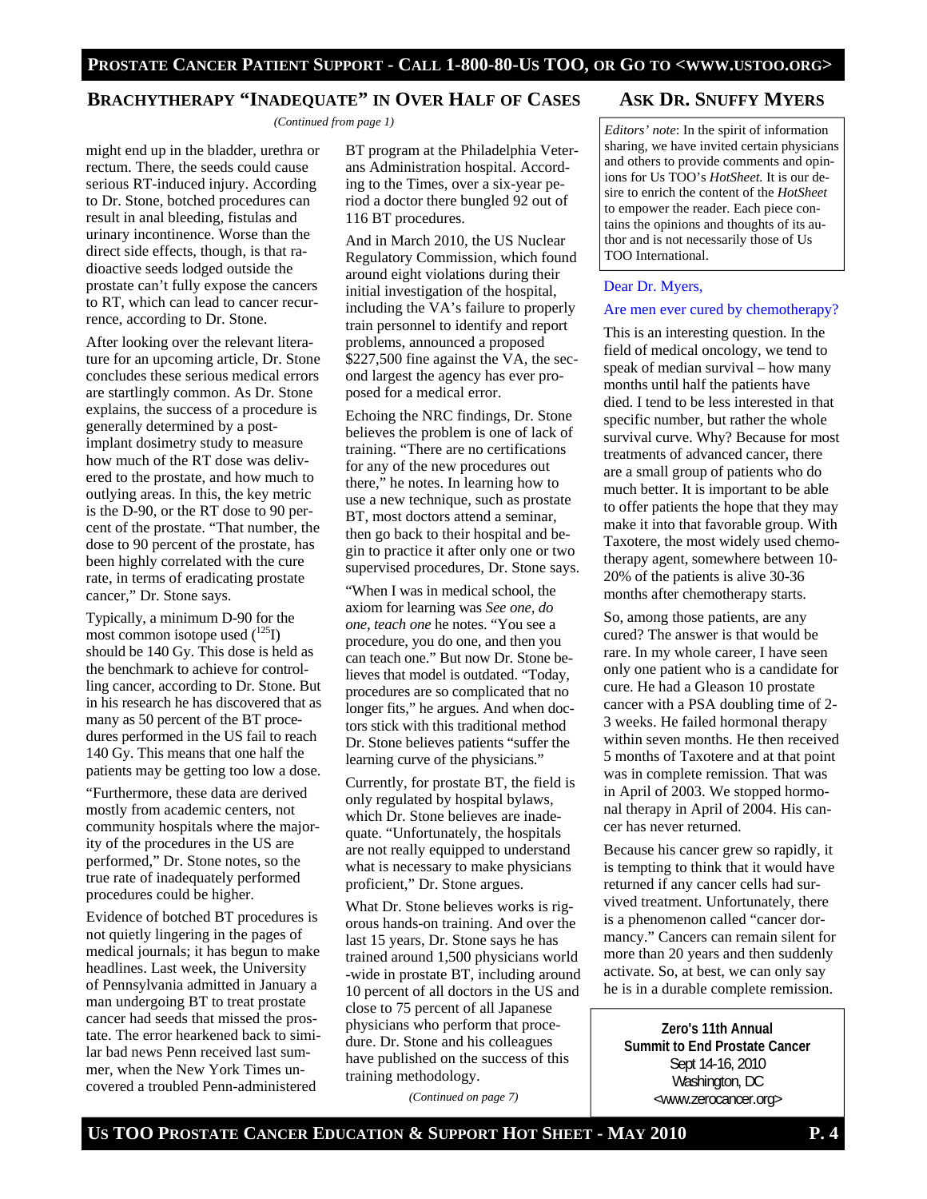## Brachytherapy "Inadequate" in Over Half of Cases

*(Continued from page 1)*

might end up in the bladder, urethra or rectum. There, the seeds could cause serious RT-induced injury. According to Dr. Stone, botched procedures can result in anal bleeding, fistulas and urinary incontinence. Worse than the direct side effects, though, is that radioactive seeds lodged outside the prostate can't fully expose the cancers to RT, which can lead to cancer recurrence, according to Dr. Stone.

After looking over the relevant literature for an upcoming article, Dr. Stone concludes these serious medical errors are startlingly common. As Dr. Stone explains, the success of a procedure is generally determined by a post-implant dosimetry study to measure how much of the RT dose was delivered to the prostate, and how much to outlying areas. In this, the key metric is the D-90, or the RT dose to 90 percent of the prostate. "That number, the dose to 90 percent of the prostate, has been highly correlated with the cure rate, in terms of eradicating prostate cancer," Dr. Stone says.

Typically, a minimum D-90 for the most common isotope used ($^{125}I$) should be 140 Gy. This dose is held as the benchmark to achieve for controlling cancer, according to Dr. Stone. But in his research he has discovered that as many as 50 percent of the BT procedures performed in the US fail to reach 140 Gy. This means that one half the patients may be getting too low a dose.

"Furthermore, these data are derived mostly from academic centers, not community hospitals where the majority of the procedures in the US are performed," Dr. Stone notes, so the true rate of inadequately performed procedures could be higher.

Evidence of botched BT procedures is not quietly lingering in the pages of medical journals; it has begun to make headlines. Last week, the University of Pennsylvania admitted in January a man undergoing BT to treat prostate cancer had seeds that missed the prostate. The error hearkened back to similar bad news Penn received last summer, when the New York Times uncovered a troubled Penn-administered BT program at the Philadelphia Veterans Administration hospital. According to the Times, over a six-year period a doctor there bungled 92 out of 116 BT procedures.

And in March 2010, the US Nuclear Regulatory Commission, which found around eight violations during their initial investigation of the hospital, including the VA's failure to properly train personnel to identify and report problems, announced a proposed $227,500 fine against the VA, the second largest the agency has ever proposed for a medical error.

Echoing the NRC findings, Dr. Stone believes the problem is one of lack of training. "There are no certifications for any of the new procedures out there," he notes. In learning how to use a new technique, such as prostate BT, most doctors attend a seminar, then go back to their hospital and begin to practice it after only one or two supervised procedures, Dr. Stone says.

"When I was in medical school, the axiom for learning was *See one, do one, teach one* he notes. "You see a procedure, you do one, and then you can teach one." But now Dr. Stone believes that model is outdated. "Today, procedures are so complicated that no longer fits," he argues. And when doctors stick with this traditional method Dr. Stone believes patients "suffer the learning curve of the physicians."

Currently, for prostate BT, the field is only regulated by hospital bylaws, which Dr. Stone believes are inadequate. "Unfortunately, the hospitals are not really equipped to understand what is necessary to make physicians proficient," Dr. Stone argues.

What Dr. Stone believes works is rigorous hands-on training. And over the last 15 years, Dr. Stone says he has trained around 1,500 physicians world-wide in prostate BT, including around 10 percent of all doctors in the US and close to 75 percent of all Japanese physicians who perform that procedure. Dr. Stone and his colleagues have published on the success of this training methodology.

*(Continued on page 7)*

## Ask Dr. Snuffy Myers

*Editors' note*: In the spirit of information sharing, we have invited certain physicians and others to provide comments and opinions for Us TOO's *HotSheet*. It is our desire to enrich the content of the *HotSheet* to empower the reader. Each piece contains the opinions and thoughts of its author and is not necessarily those of Us TOO International.

Dear Dr. Myers,

Are men ever cured by chemotherapy?

This is an interesting question. In the field of medical oncology, we tend to speak of median survival – how many months until half the patients have died. I tend to be less interested in that specific number, but rather the whole survival curve. Why? Because for most treatments of advanced cancer, there are a small group of patients who do much better. It is important to be able to offer patients the hope that they may make it into that favorable group. With Taxotere, the most widely used chemotherapy agent, somewhere between 10-20% of the patients is alive 30-36 months after chemotherapy starts.

So, among those patients, are any cured? The answer is that would be rare. In my whole career, I have seen only one patient who is a candidate for cure. He had a Gleason 10 prostate cancer with a PSA doubling time of 2-3 weeks. He failed hormonal therapy within seven months. He then received 5 months of Taxotere and at that point was in complete remission. That was in April of 2003. We stopped hormonal therapy in April of 2004. His cancer has never returned.

Because his cancer grew so rapidly, it is tempting to think that it would have returned if any cancer cells had survived treatment. Unfortunately, there is a phenomenon called "cancer dormancy." Cancers can remain silent for more than 20 years and then suddenly activate. So, at best, we can only say he is in a durable complete remission.

**Zero's 11th Annual**
**Summit to End Prostate Cancer**
Sept 14-16, 2010
Washington, DC
<www.zerocancer.org>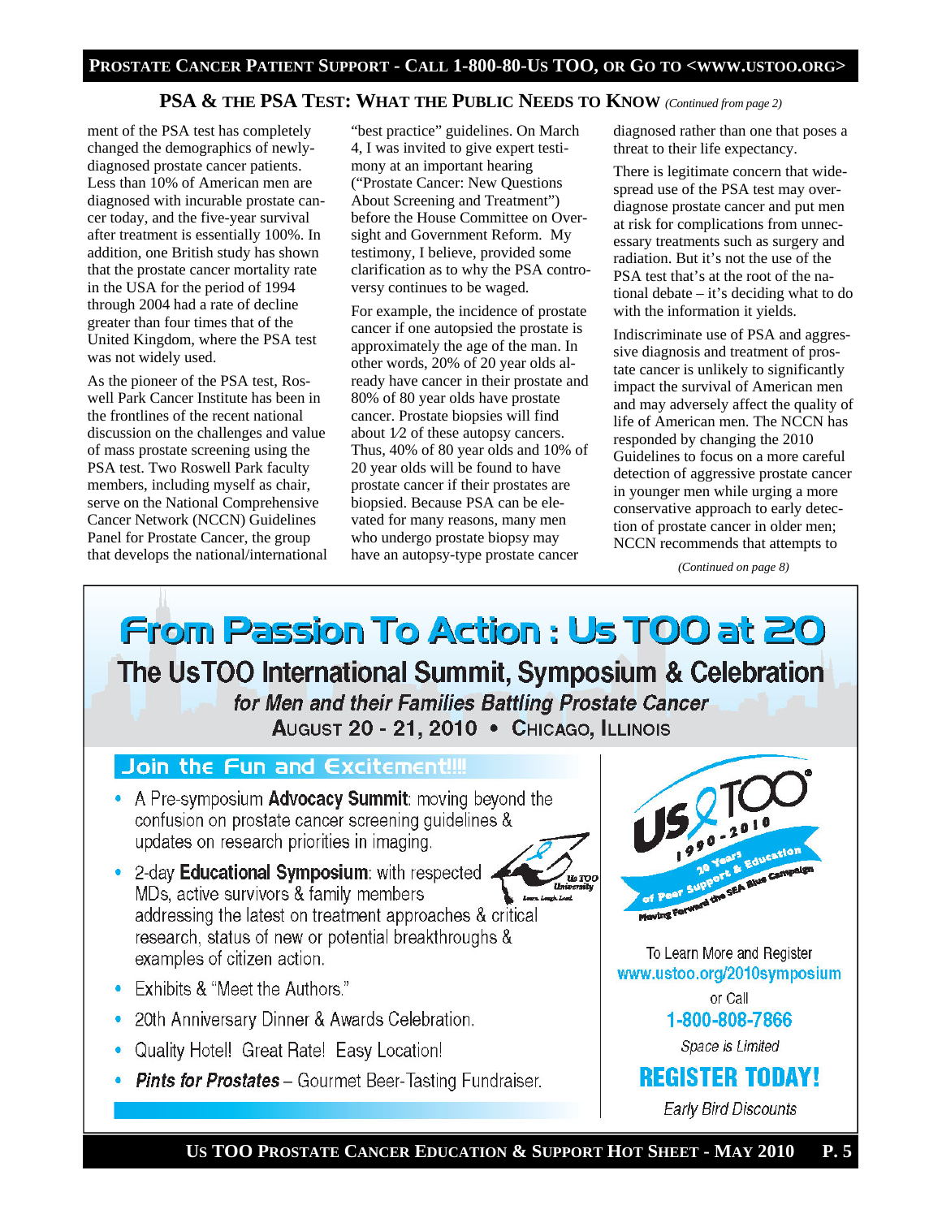## PSA & the PSA Test: What the Public Needs to Know *(Continued from page 2)*

ment of the PSA test has completely changed the demographics of newly-diagnosed prostate cancer patients. Less than 10% of American men are diagnosed with incurable prostate cancer today, and the five-year survival after treatment is essentially 100%. In addition, one British study has shown that the prostate cancer mortality rate in the USA for the period of 1994 through 2004 had a rate of decline greater than four times that of the United Kingdom, where the PSA test was not widely used.

As the pioneer of the PSA test, Roswell Park Cancer Institute has been in the frontlines of the recent national discussion on the challenges and value of mass prostate screening using the PSA test. Two Roswell Park faculty members, including myself as chair, serve on the National Comprehensive Cancer Network (NCCN) Guidelines Panel for Prostate Cancer, the group that develops the national/international "best practice" guidelines. On March 4, I was invited to give expert testimony at an important hearing ("Prostate Cancer: New Questions About Screening and Treatment") before the House Committee on Oversight and Government Reform. My testimony, I believe, provided some clarification as to why the PSA controversy continues to be waged.

For example, the incidence of prostate cancer if one autopsied the prostate is approximately the age of the man. In other words, 20% of 20 year olds already have cancer in their prostate and 80% of 80 year olds have prostate cancer. Prostate biopsies will find about 1⁄2 of these autopsy cancers. Thus, 40% of 80 year olds and 10% of 20 year olds will be found to have prostate cancer if their prostates are biopsied. Because PSA can be elevated for many reasons, many men who undergo prostate biopsy may have an autopsy-type prostate cancer diagnosed rather than one that poses a threat to their life expectancy.

There is legitimate concern that widespread use of the PSA test may over-diagnose prostate cancer and put men at risk for complications from unnecessary treatments such as surgery and radiation. But it's not the use of the PSA test that's at the root of the national debate – it's deciding what to do with the information it yields.

Indiscriminate use of PSA and aggressive diagnosis and treatment of prostate cancer is unlikely to significantly impact the survival of American men and may adversely affect the quality of life of American men. The NCCN has responded by changing the 2010 Guidelines to focus on a more careful detection of aggressive prostate cancer in younger men while urging a more conservative approach to early detection of prostate cancer in older men; NCCN recommends that attempts to

*(Continued on page 8)*

---

# From Passion To Action : Us TOO at 20

## The UsTOO International Summit, Symposium & Celebration

***for Men and their Families Battling Prostate Cancer***

**August 20 - 21, 2010 • Chicago, Illinois**

### Join the Fun and Excitement!!!!

- A Pre-symposium **Advocacy Summit**: moving beyond the confusion on prostate cancer screening guidelines & updates on research priorities in imaging.
- 2-day **Educational Symposium**: with respected MDs, active survivors & family members addressing the latest on treatment approaches & critical research, status of new or potential breakthroughs & examples of citizen action.
- Exhibits & "Meet the Authors."
- 20th Anniversary Dinner & Awards Celebration.
- Quality Hotel! Great Rate! Easy Location!
- ***Pints for Prostates*** – Gourmet Beer-Tasting Fundraiser.

Us TOO 1990-2010 — 20 Years of Peer Support & Education — Moving Forward the SEA Blue Campaign

To Learn More and Register
www.ustoo.org/2010symposium
or Call
**1-800-808-7866**
*Space is Limited*

**REGISTER TODAY!**

*Early Bird Discounts*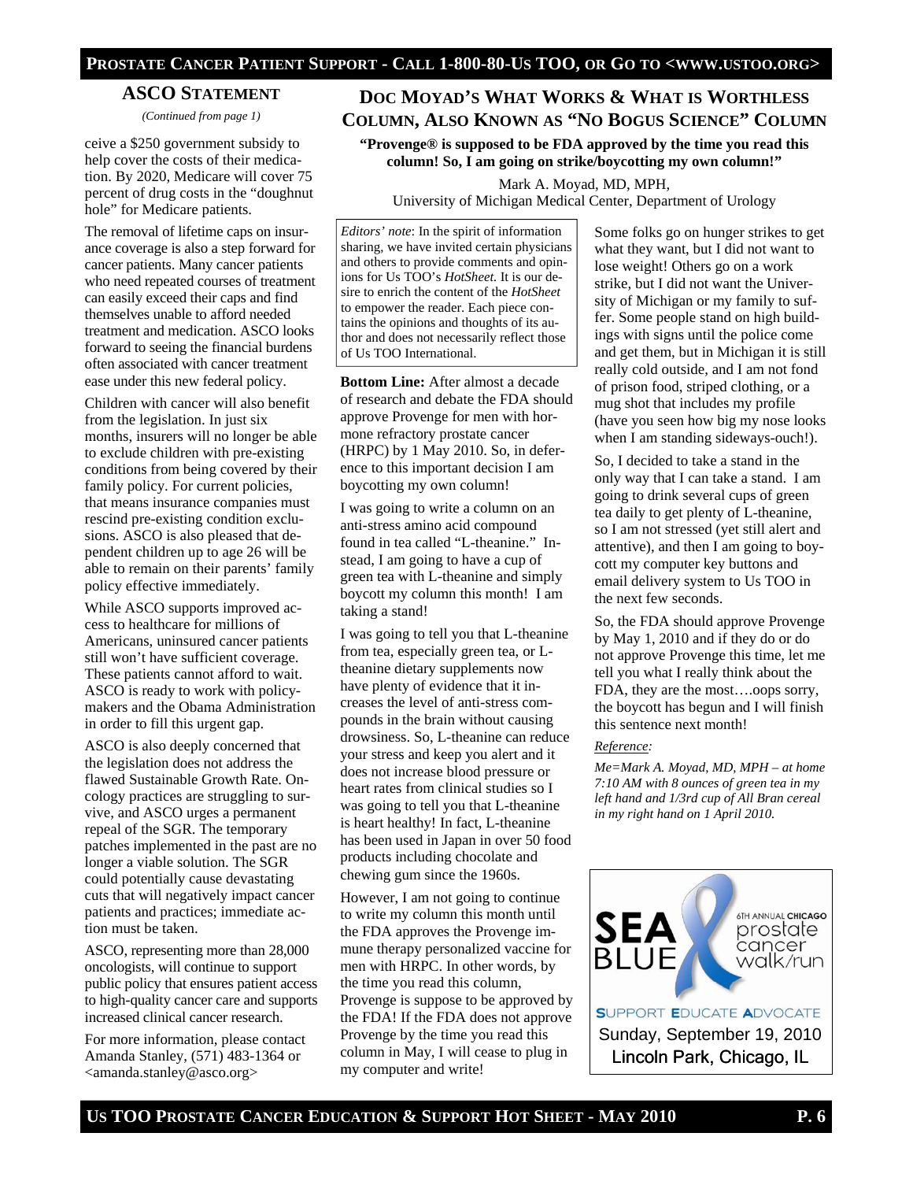## ASCO Statement

*(Continued from page 1)*

ceive a $250 government subsidy to help cover the costs of their medication. By 2020, Medicare will cover 75 percent of drug costs in the "doughnut hole" for Medicare patients.

The removal of lifetime caps on insurance coverage is also a step forward for cancer patients. Many cancer patients who need repeated courses of treatment can easily exceed their caps and find themselves unable to afford needed treatment and medication. ASCO looks forward to seeing the financial burdens often associated with cancer treatment ease under this new federal policy.

Children with cancer will also benefit from the legislation. In just six months, insurers will no longer be able to exclude children with pre-existing conditions from being covered by their family policy. For current policies, that means insurance companies must rescind pre-existing condition exclusions. ASCO is also pleased that dependent children up to age 26 will be able to remain on their parents' family policy effective immediately.

While ASCO supports improved access to healthcare for millions of Americans, uninsured cancer patients still won't have sufficient coverage. These patients cannot afford to wait. ASCO is ready to work with policymakers and the Obama Administration in order to fill this urgent gap.

ASCO is also deeply concerned that the legislation does not address the flawed Sustainable Growth Rate. Oncology practices are struggling to survive, and ASCO urges a permanent repeal of the SGR. The temporary patches implemented in the past are no longer a viable solution. The SGR could potentially cause devastating cuts that will negatively impact cancer patients and practices; immediate action must be taken.

ASCO, representing more than 28,000 oncologists, will continue to support public policy that ensures patient access to high-quality cancer care and supports increased clinical cancer research.

For more information, please contact Amanda Stanley, (571) 483-1364 or <amanda.stanley@asco.org>

## Doc Moyad's What Works & What is Worthless Column, Also Known as "No Bogus Science" Column

**"Provenge® is supposed to be FDA approved by the time you read this column! So, I am going on strike/boycotting my own column!"**

Mark A. Moyad, MD, MPH,
University of Michigan Medical Center, Department of Urology

*Editors' note*: In the spirit of information sharing, we have invited certain physicians and others to provide comments and opinions for Us TOO's *HotSheet.* It is our desire to enrich the content of the *HotSheet* to empower the reader. Each piece contains the opinions and thoughts of its author and does not necessarily reflect those of Us TOO International.

**Bottom Line:** After almost a decade of research and debate the FDA should approve Provenge for men with hormone refractory prostate cancer (HRPC) by 1 May 2010. So, in deference to this important decision I am boycotting my own column!

I was going to write a column on an anti-stress amino acid compound found in tea called "L-theanine." Instead, I am going to have a cup of green tea with L-theanine and simply boycott my column this month! I am taking a stand!

I was going to tell you that L-theanine from tea, especially green tea, or L-theanine dietary supplements now have plenty of evidence that it increases the level of anti-stress compounds in the brain without causing drowsiness. So, L-theanine can reduce your stress and keep you alert and it does not increase blood pressure or heart rates from clinical studies so I was going to tell you that L-theanine is heart healthy! In fact, L-theanine has been used in Japan in over 50 food products including chocolate and chewing gum since the 1960s.

However, I am not going to continue to write my column this month until the FDA approves the Provenge immune therapy personalized vaccine for men with HRPC. In other words, by the time you read this column, Provenge is suppose to be approved by the FDA! If the FDA does not approve Provenge by the time you read this column in May, I will cease to plug in my computer and write!

Some folks go on hunger strikes to get what they want, but I did not want to lose weight! Others go on a work strike, but I did not want the University of Michigan or my family to suffer. Some people stand on high buildings with signs until the police come and get them, but in Michigan it is still really cold outside, and I am not fond of prison food, striped clothing, or a mug shot that includes my profile (have you seen how big my nose looks when I am standing sideways-ouch!).

So, I decided to take a stand in the only way that I can take a stand. I am going to drink several cups of green tea daily to get plenty of L-theanine, so I am not stressed (yet still alert and attentive), and then I am going to boycott my computer key buttons and email delivery system to Us TOO in the next few seconds.

So, the FDA should approve Provenge by May 1, 2010 and if they do or do not approve Provenge this time, let me tell you what I really think about the FDA, they are the most….oops sorry, the boycott has begun and I will finish this sentence next month!

*Reference:*

*Me=Mark A. Moyad, MD, MPH – at home 7:10 AM with 8 ounces of green tea in my left hand and 1/3rd cup of All Bran cereal in my right hand on 1 April 2010.*

SEA BLUE
6TH ANNUAL CHICAGO prostate cancer walk/run
SUPPORT EDUCATE ADVOCATE
Sunday, September 19, 2010
Lincoln Park, Chicago, IL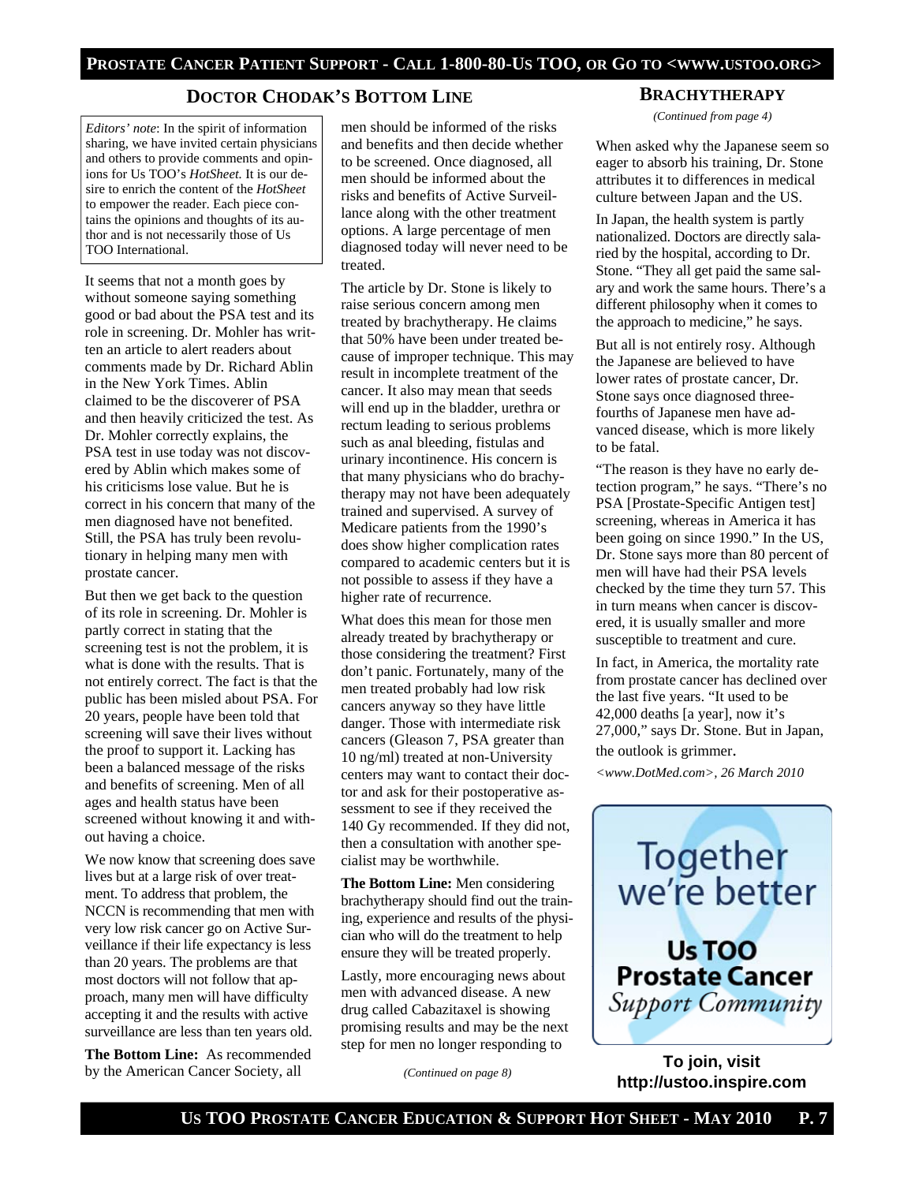## Doctor Chodak's Bottom Line

*Editors' note*: In the spirit of information sharing, we have invited certain physicians and others to provide comments and opinions for Us TOO's *HotSheet.* It is our desire to enrich the content of the *HotSheet* to empower the reader. Each piece contains the opinions and thoughts of its author and is not necessarily those of Us TOO International.

It seems that not a month goes by without someone saying something good or bad about the PSA test and its role in screening. Dr. Mohler has written an article to alert readers about comments made by Dr. Richard Ablin in the New York Times. Ablin claimed to be the discoverer of PSA and then heavily criticized the test. As Dr. Mohler correctly explains, the PSA test in use today was not discovered by Ablin which makes some of his criticisms lose value. But he is correct in his concern that many of the men diagnosed have not benefited. Still, the PSA has truly been revolutionary in helping many men with prostate cancer.

But then we get back to the question of its role in screening. Dr. Mohler is partly correct in stating that the screening test is not the problem, it is what is done with the results. That is not entirely correct. The fact is that the public has been misled about PSA. For 20 years, people have been told that screening will save their lives without the proof to support it. Lacking has been a balanced message of the risks and benefits of screening. Men of all ages and health status have been screened without knowing it and without having a choice.

We now know that screening does save lives but at a large risk of over treatment. To address that problem, the NCCN is recommending that men with very low risk cancer go on Active Surveillance if their life expectancy is less than 20 years. The problems are that most doctors will not follow that approach, many men will have difficulty accepting it and the results with active surveillance are less than ten years old.

**The Bottom Line:** As recommended by the American Cancer Society, all men should be informed of the risks and benefits and then decide whether to be screened. Once diagnosed, all men should be informed about the risks and benefits of Active Surveillance along with the other treatment options. A large percentage of men diagnosed today will never need to be treated.

The article by Dr. Stone is likely to raise serious concern among men treated by brachytherapy. He claims that 50% have been under treated because of improper technique. This may result in incomplete treatment of the cancer. It also may mean that seeds will end up in the bladder, urethra or rectum leading to serious problems such as anal bleeding, fistulas and urinary incontinence. His concern is that many physicians who do brachytherapy may not have been adequately trained and supervised. A survey of Medicare patients from the 1990's does show higher complication rates compared to academic centers but it is not possible to assess if they have a higher rate of recurrence.

What does this mean for those men already treated by brachytherapy or those considering the treatment? First don't panic. Fortunately, many of the men treated probably had low risk cancers anyway so they have little danger. Those with intermediate risk cancers (Gleason 7, PSA greater than 10 ng/ml) treated at non-University centers may want to contact their doctor and ask for their postoperative assessment to see if they received the 140 Gy recommended. If they did not, then a consultation with another specialist may be worthwhile.

**The Bottom Line:** Men considering brachytherapy should find out the training, experience and results of the physician who will do the treatment to help ensure they will be treated properly.

Lastly, more encouraging news about men with advanced disease. A new drug called Cabazitaxel is showing promising results and may be the next step for men no longer responding to

*(Continued on page 8)*

## Brachytherapy

*(Continued from page 4)*

When asked why the Japanese seem so eager to absorb his training, Dr. Stone attributes it to differences in medical culture between Japan and the US.

In Japan, the health system is partly nationalized. Doctors are directly salaried by the hospital, according to Dr. Stone. "They all get paid the same salary and work the same hours. There's a different philosophy when it comes to the approach to medicine," he says.

But all is not entirely rosy. Although the Japanese are believed to have lower rates of prostate cancer, Dr. Stone says once diagnosed three-fourths of Japanese men have advanced disease, which is more likely to be fatal.

"The reason is they have no early detection program," he says. "There's no PSA [Prostate-Specific Antigen test] screening, whereas in America it has been going on since 1990." In the US, Dr. Stone says more than 80 percent of men will have had their PSA levels checked by the time they turn 57. This in turn means when cancer is discovered, it is usually smaller and more susceptible to treatment and cure.

In fact, in America, the mortality rate from prostate cancer has declined over the last five years. "It used to be 42,000 deaths [a year], now it's 27,000," says Dr. Stone. But in Japan, the outlook is grimmer.

*<www.DotMed.com>, 26 March 2010*

Together we're better

**Us TOO Prostate Cancer** *Support Community*

**To join, visit http://ustoo.inspire.com**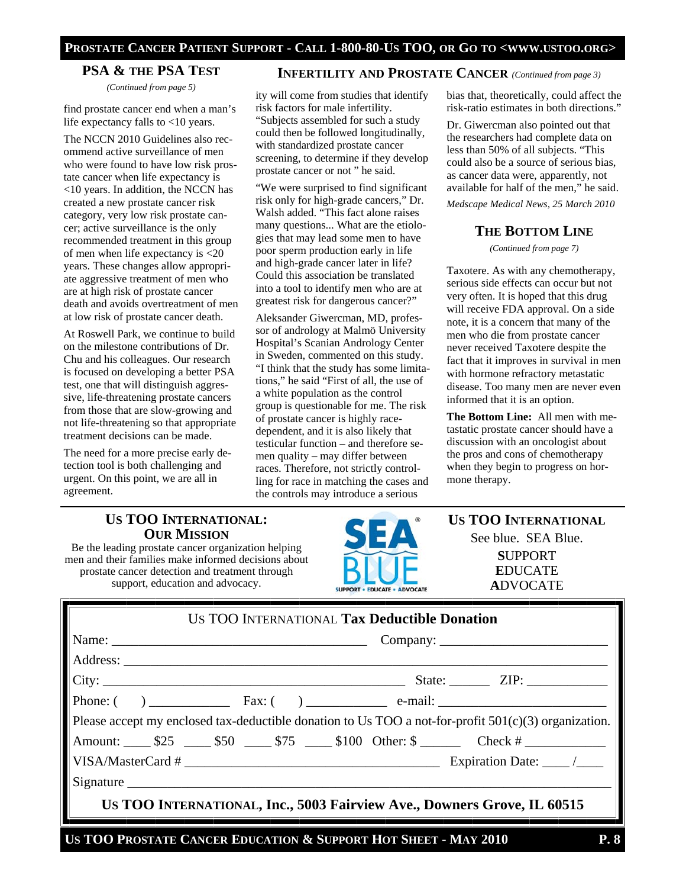## PSA & THE PSA TEST

*(Continued from page 5)*

find prostate cancer end when a man's life expectancy falls to <10 years.

The NCCN 2010 Guidelines also recommend active surveillance of men who were found to have low risk prostate cancer when life expectancy is <10 years. In addition, the NCCN has created a new prostate cancer risk category, very low risk prostate cancer; active surveillance is the only recommended treatment in this group of men when life expectancy is <20 years. These changes allow appropriate aggressive treatment of men who are at high risk of prostate cancer death and avoids overtreatment of men at low risk of prostate cancer death.

At Roswell Park, we continue to build on the milestone contributions of Dr. Chu and his colleagues. Our research is focused on developing a better PSA test, one that will distinguish aggressive, life-threatening prostate cancers from those that are slow-growing and not life-threatening so that appropriate treatment decisions can be made.

The need for a more precise early detection tool is both challenging and urgent. On this point, we are all in agreement.

## INFERTILITY AND PROSTATE CANCER *(Continued from page 3)*

ity will come from studies that identify risk factors for male infertility. "Subjects assembled for such a study could then be followed longitudinally, with standardized prostate cancer screening, to determine if they develop prostate cancer or not " he said.

"We were surprised to find significant risk only for high-grade cancers," Dr. Walsh added. "This fact alone raises many questions... What are the etiologies that may lead some men to have poor sperm production early in life and high-grade cancer later in life? Could this association be translated into a tool to identify men who are at greatest risk for dangerous cancer?"

Aleksander Giwercman, MD, professor of andrology at Malmö University Hospital's Scanian Andrology Center in Sweden, commented on this study. "I think that the study has some limitations," he said "First of all, the use of a white population as the control group is questionable for me. The risk of prostate cancer is highly race-dependent, and it is also likely that testicular function – and therefore semen quality – may differ between races. Therefore, not strictly controlling for race in matching the cases and the controls may introduce a serious bias that, theoretically, could affect the risk-ratio estimates in both directions."

Dr. Giwercman also pointed out that the researchers had complete data on less than 50% of all subjects. "This could also be a source of serious bias, as cancer data were, apparently, not available for half of the men," he said.

*Medscape Medical News, 25 March 2010*

## THE BOTTOM LINE

*(Continued from page 7)*

Taxotere. As with any chemotherapy, serious side effects can occur but not very often. It is hoped that this drug will receive FDA approval. On a side note, it is a concern that many of the men who die from prostate cancer never received Taxotere despite the fact that it improves in survival in men with hormone refractory metastatic disease. Too many men are never even informed that it is an option.

**The Bottom Line:** All men with metastatic prostate cancer should have a discussion with an oncologist about the pros and cons of chemotherapy when they begin to progress on hormone therapy.

---

### US TOO INTERNATIONAL: OUR MISSION

Be the leading prostate cancer organization helping men and their families make informed decisions about prostate cancer detection and treatment through support, education and advocacy.

SEA BLUE®
SUPPORT • EDUCATE • ADVOCATE

### US TOO INTERNATIONAL

See blue. SEA Blue.

**S**UPPORT
**E**DUCATE
**A**DVOCATE

---

US TOO INTERNATIONAL **Tax Deductible Donation**

Name: \_\_\_\_\_\_\_\_\_\_\_\_\_\_\_\_\_\_\_\_\_\_\_\_\_\_\_\_\_\_\_\_\_\_ Company: \_\_\_\_\_\_\_\_\_\_\_\_\_\_\_\_\_\_\_\_\_\_

Address: \_\_\_\_\_\_\_\_\_\_\_\_\_\_\_\_\_\_\_\_\_\_\_\_\_\_\_\_\_\_\_\_\_\_\_\_\_\_\_\_\_\_\_\_\_\_\_\_\_\_\_\_\_\_\_\_\_\_\_\_\_\_

City: \_\_\_\_\_\_\_\_\_\_\_\_\_\_\_\_\_\_\_\_\_\_\_\_\_\_\_\_\_\_\_\_\_\_\_\_\_\_\_\_\_\_\_ State: \_\_\_\_\_ ZIP: \_\_\_\_\_\_\_\_\_\_

Phone: ( ) \_\_\_\_\_\_\_\_\_\_\_ Fax: ( ) \_\_\_\_\_\_\_\_\_\_\_ e-mail: \_\_\_\_\_\_\_\_\_\_\_\_\_\_\_\_\_\_\_\_\_\_

Please accept my enclosed tax-deductible donation to Us TOO a not-for-profit 501(c)(3) organization.

Amount: \_\_\_\_ $25 \_\_\_\_ $50 \_\_\_\_ $75 \_\_\_\_ $100 Other: $ \_\_\_\_\_\_ Check # \_\_\_\_\_\_\_\_\_\_\_

VISA/MasterCard # \_\_\_\_\_\_\_\_\_\_\_\_\_\_\_\_\_\_\_\_\_\_\_\_\_\_\_\_\_\_\_\_\_\_\_\_\_\_ Expiration Date: \_\_\_\_ /\_\_\_\_

Signature \_\_\_\_\_\_\_\_\_\_\_\_\_\_\_\_\_\_\_\_\_\_\_\_\_\_\_\_\_\_\_\_\_\_\_\_\_\_\_\_\_\_\_\_\_\_\_\_\_\_\_\_\_\_\_\_\_\_\_\_\_\_\_

**US TOO INTERNATIONAL, Inc., 5003 Fairview Ave., Downers Grove, IL 60515**